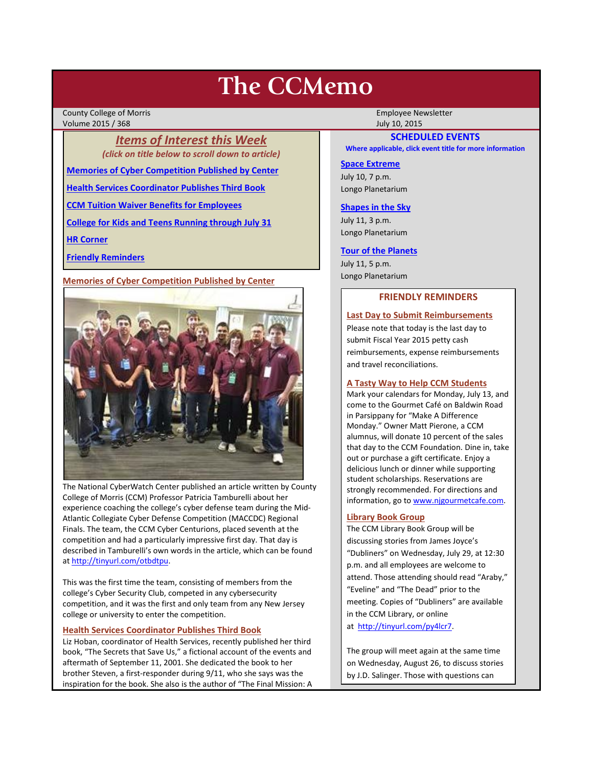# The CCMemo

County College of Morris
Volume 2015 / 368

Employee Newsletter
July 10, 2015

## *Items of Interest this Week*

*(click on title below to scroll down to article)*

**Memories of Cyber Competition Published by Center**

**Health Services Coordinator Publishes Third Book**

**CCM Tuition Waiver Benefits for Employees**

**College for Kids and Teens Running through July 31**

**HR Corner**

**Friendly Reminders**

### Memories of Cyber Competition Published by Center

The National CyberWatch Center published an article written by County College of Morris (CCM) Professor Patricia Tamburelli about her experience coaching the college's cyber defense team during the Mid-Atlantic Collegiate Cyber Defense Competition (MACCDC) Regional Finals. The team, the CCM Cyber Centurions, placed seventh at the competition and had a particularly impressive first day. That day is described in Tamburelli's own words in the article, which can be found at http://tinyurl.com/otbdtpu.

This was the first time the team, consisting of members from the college's Cyber Security Club, competed in any cybersecurity competition, and it was the first and only team from any New Jersey college or university to enter the competition.

### Health Services Coordinator Publishes Third Book

Liz Hoban, coordinator of Health Services, recently published her third book, "The Secrets that Save Us," a fictional account of the events and aftermath of September 11, 2001. She dedicated the book to her brother Steven, a first-responder during 9/11, who she says was the inspiration for the book. She also is the author of "The Final Mission: A

## SCHEDULED EVENTS

**Where applicable, click event title for more information**

**Space Extreme**
July 10, 7 p.m.
Longo Planetarium

**Shapes in the Sky**
July 11, 3 p.m.
Longo Planetarium

**Tour of the Planets**
July 11, 5 p.m.
Longo Planetarium

## FRIENDLY REMINDERS

### Last Day to Submit Reimbursements

Please note that today is the last day to submit Fiscal Year 2015 petty cash reimbursements, expense reimbursements and travel reconciliations.

### A Tasty Way to Help CCM Students

Mark your calendars for Monday, July 13, and come to the Gourmet Café on Baldwin Road in Parsippany for "Make A Difference Monday." Owner Matt Pierone, a CCM alumnus, will donate 10 percent of the sales that day to the CCM Foundation. Dine in, take out or purchase a gift certificate. Enjoy a delicious lunch or dinner while supporting student scholarships. Reservations are strongly recommended. For directions and information, go to www.njgourmetcafe.com.

### Library Book Group

The CCM Library Book Group will be discussing stories from James Joyce's "Dubliners" on Wednesday, July 29, at 12:30 p.m. and all employees are welcome to attend. Those attending should read "Araby," "Eveline" and "The Dead" prior to the meeting. Copies of "Dubliners" are available in the CCM Library, or online at http://tinyurl.com/py4lcr7.

The group will meet again at the same time on Wednesday, August 26, to discuss stories by J.D. Salinger. Those with questions can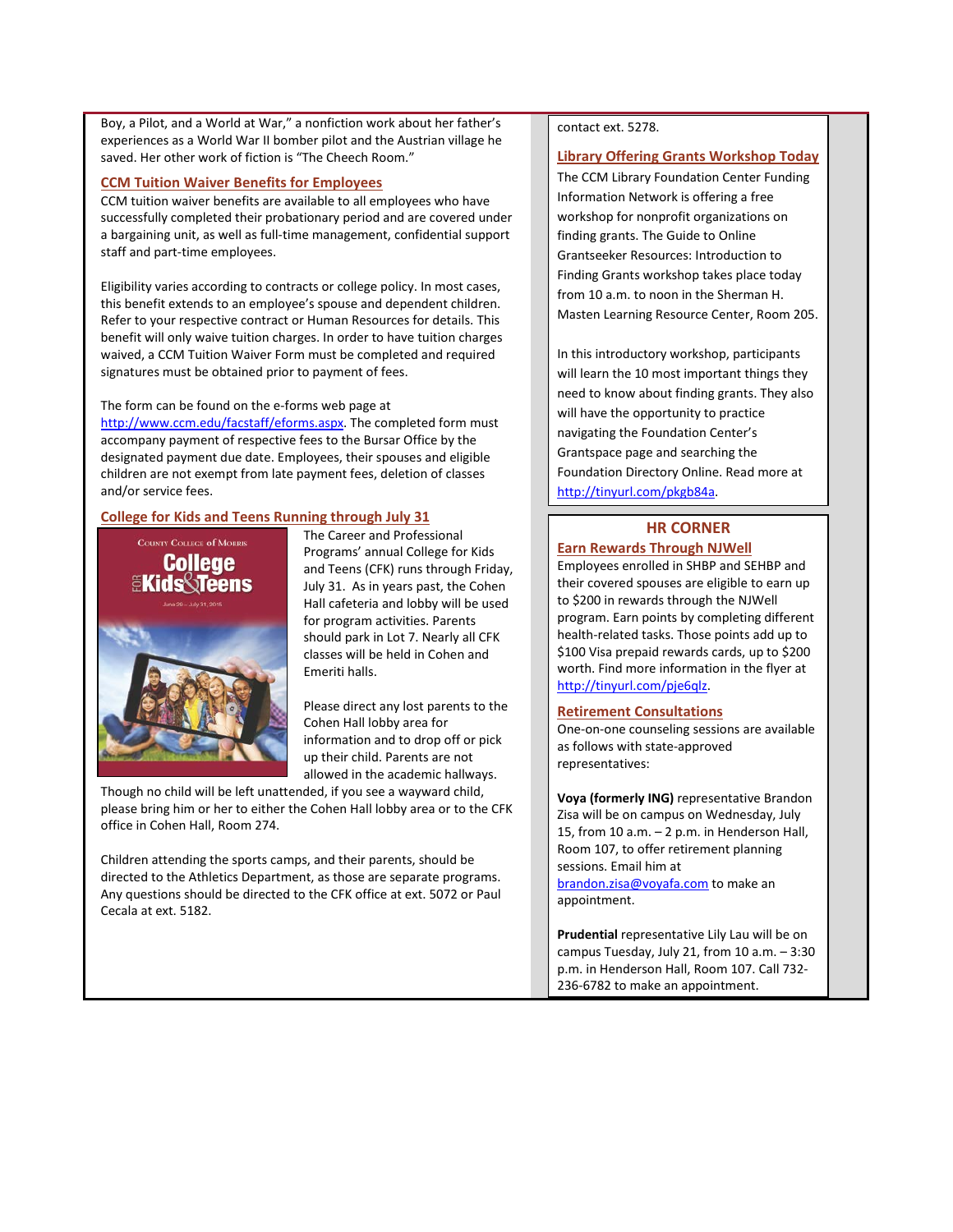Boy, a Pilot, and a World at War," a nonfiction work about her father's experiences as a World War II bomber pilot and the Austrian village he saved. Her other work of fiction is "The Cheech Room."

### CCM Tuition Waiver Benefits for Employees

CCM tuition waiver benefits are available to all employees who have successfully completed their probationary period and are covered under a bargaining unit, as well as full-time management, confidential support staff and part-time employees.

Eligibility varies according to contracts or college policy. In most cases, this benefit extends to an employee's spouse and dependent children. Refer to your respective contract or Human Resources for details. This benefit will only waive tuition charges. In order to have tuition charges waived, a CCM Tuition Waiver Form must be completed and required signatures must be obtained prior to payment of fees.

The form can be found on the e-forms web page at http://www.ccm.edu/facstaff/eforms.aspx. The completed form must accompany payment of respective fees to the Bursar Office by the designated payment due date. Employees, their spouses and eligible children are not exempt from late payment fees, deletion of classes and/or service fees.

### College for Kids and Teens Running through July 31

The Career and Professional Programs' annual College for Kids and Teens (CFK) runs through Friday, July 31. As in years past, the Cohen Hall cafeteria and lobby will be used for program activities. Parents should park in Lot 7. Nearly all CFK classes will be held in Cohen and Emeriti halls.

Please direct any lost parents to the Cohen Hall lobby area for information and to drop off or pick up their child. Parents are not allowed in the academic hallways. Though no child will be left unattended, if you see a wayward child, please bring him or her to either the Cohen Hall lobby area or to the CFK office in Cohen Hall, Room 274.

Children attending the sports camps, and their parents, should be directed to the Athletics Department, as those are separate programs. Any questions should be directed to the CFK office at ext. 5072 or Paul Cecala at ext. 5182.

contact ext. 5278.

### Library Offering Grants Workshop Today

The CCM Library Foundation Center Funding Information Network is offering a free workshop for nonprofit organizations on finding grants. The Guide to Online Grantseeker Resources: Introduction to Finding Grants workshop takes place today from 10 a.m. to noon in the Sherman H. Masten Learning Resource Center, Room 205.

In this introductory workshop, participants will learn the 10 most important things they need to know about finding grants. They also will have the opportunity to practice navigating the Foundation Center's Grantspace page and searching the Foundation Directory Online. Read more at http://tinyurl.com/pkgb84a.

## HR CORNER

### Earn Rewards Through NJWell

Employees enrolled in SHBP and SEHBP and their covered spouses are eligible to earn up to $200 in rewards through the NJWell program. Earn points by completing different health-related tasks. Those points add up to $100 Visa prepaid rewards cards, up to $200 worth. Find more information in the flyer at http://tinyurl.com/pje6qlz.

### Retirement Consultations

One-on-one counseling sessions are available as follows with state-approved representatives:

**Voya (formerly ING)** representative Brandon Zisa will be on campus on Wednesday, July 15, from 10 a.m. – 2 p.m. in Henderson Hall, Room 107, to offer retirement planning sessions. Email him at brandon.zisa@voyafa.com to make an appointment.

**Prudential** representative Lily Lau will be on campus Tuesday, July 21, from 10 a.m. – 3:30 p.m. in Henderson Hall, Room 107. Call 732-236-6782 to make an appointment.